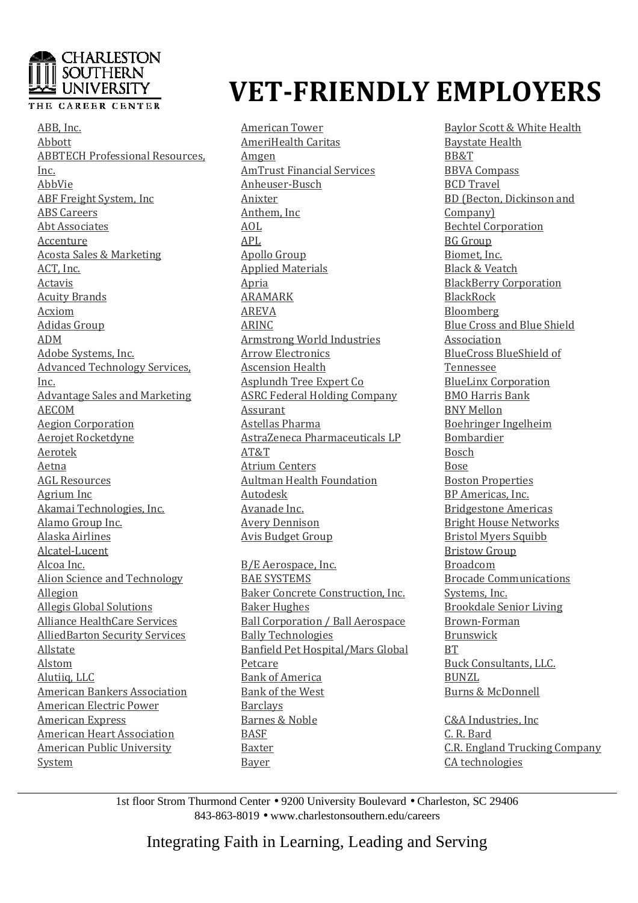CHARLESTON SOUTHERN UNIVERSITY
THE CAREER CENTER

# VET-FRIENDLY EMPLOYERS

- ABB, Inc.
- Abbott
- ABBTECH Professional Resources, Inc.
- AbbVie
- ABF Freight System, Inc
- ABS Careers
- Abt Associates
- Accenture
- Acosta Sales & Marketing
- ACT, Inc.
- Actavis
- Acuity Brands
- Acxiom
- Adidas Group
- ADM
- Adobe Systems, Inc.
- Advanced Technology Services, Inc.
- Advantage Sales and Marketing
- AECOM
- Aegion Corporation
- Aerojet Rocketdyne
- Aerotek
- Aetna
- AGL Resources
- Agrium Inc
- Akamai Technologies, Inc.
- Alamo Group Inc.
- Alaska Airlines
- Alcatel-Lucent
- Alcoa Inc.
- Alion Science and Technology
- Allegion
- Allegis Global Solutions
- Alliance HealthCare Services
- AlliedBarton Security Services
- Allstate
- Alstom
- Alutiiq, LLC
- American Bankers Association
- American Electric Power
- American Express
- American Heart Association
- American Public University System
- American Tower
- AmeriHealth Caritas
- Amgen
- AmTrust Financial Services
- Anheuser-Busch
- Anixter
- Anthem, Inc
- AOL
- APL
- Apollo Group
- Applied Materials
- Apria
- ARAMARK
- AREVA
- ARINC
- Armstrong World Industries
- Arrow Electronics
- Ascension Health
- Asplundh Tree Expert Co
- ASRC Federal Holding Company
- Assurant
- Astellas Pharma
- AstraZeneca Pharmaceuticals LP
- AT&T
- Atrium Centers
- Aultman Health Foundation
- Autodesk
- Avanade Inc.
- Avery Dennison
- Avis Budget Group

- B/E Aerospace, Inc.
- BAE SYSTEMS
- Baker Concrete Construction, Inc.
- Baker Hughes
- Ball Corporation / Ball Aerospace
- Bally Technologies
- Banfield Pet Hospital/Mars Global Petcare
- Bank of America
- Bank of the West
- Barclays
- Barnes & Noble
- BASF
- Baxter
- Bayer
- Baylor Scott & White Health
- Baystate Health
- BB&T
- BBVA Compass
- BCD Travel
- BD (Becton, Dickinson and Company)
- Bechtel Corporation
- BG Group
- Biomet, Inc.
- Black & Veatch
- BlackBerry Corporation
- BlackRock
- Bloomberg
- Blue Cross and Blue Shield Association
- BlueCross BlueShield of Tennessee
- BlueLinx Corporation
- BMO Harris Bank
- BNY Mellon
- Boehringer Ingelheim
- Bombardier
- Bosch
- Bose
- Boston Properties
- BP Americas, Inc.
- Bridgestone Americas
- Bright House Networks
- Bristol Myers Squibb
- Bristow Group
- Broadcom
- Brocade Communications Systems, Inc.
- Brookdale Senior Living
- Brown-Forman
- Brunswick
- BT
- Buck Consultants, LLC.
- BUNZL
- Burns & McDonnell

- C&A Industries, Inc
- C. R. Bard
- C.R. England Trucking Company
- CA technologies

1st floor Strom Thurmond Center • 9200 University Boulevard • Charleston, SC 29406
843-863-8019 • www.charlestonsouthern.edu/careers

Integrating Faith in Learning, Leading and Serving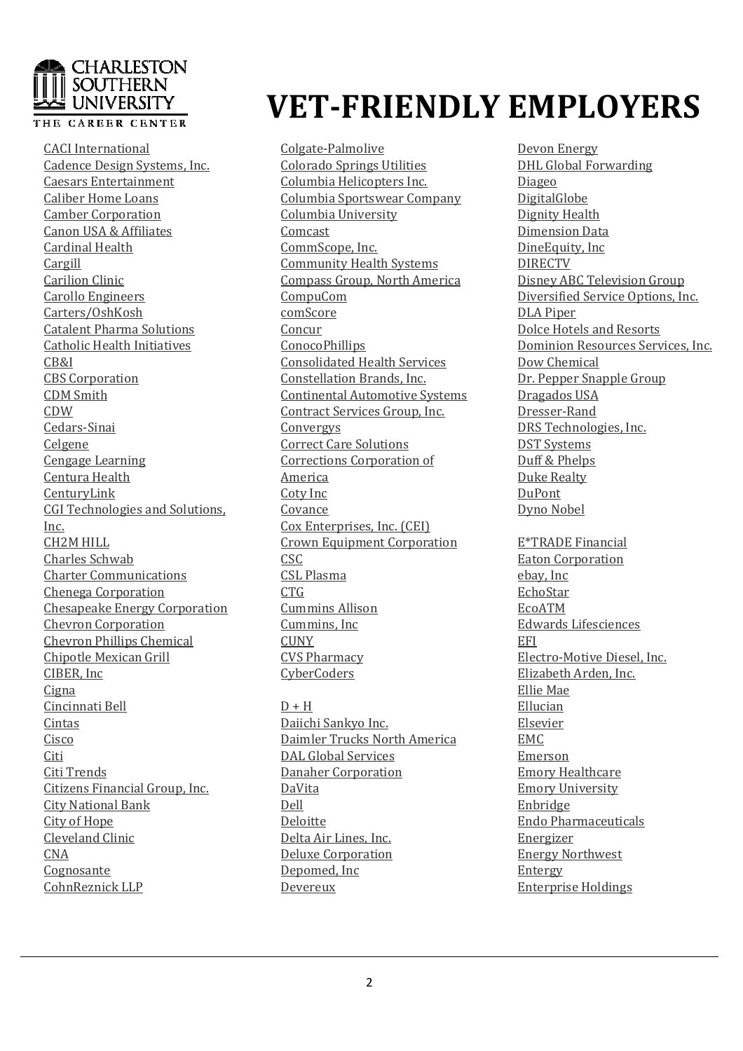# VET-FRIENDLY EMPLOYERS

CACI International
Cadence Design Systems, Inc.
Caesars Entertainment
Caliber Home Loans
Camber Corporation
Canon USA & Affiliates
Cardinal Health
Cargill
Carilion Clinic
Carollo Engineers
Carters/OshKosh
Catalent Pharma Solutions
Catholic Health Initiatives
CB&I
CBS Corporation
CDM Smith
CDW
Cedars-Sinai
Celgene
Cengage Learning
Centura Health
CenturyLink
CGI Technologies and Solutions, Inc.
CH2M HILL
Charles Schwab
Charter Communications
Chenega Corporation
Chesapeake Energy Corporation
Chevron Corporation
Chevron Phillips Chemical
Chipotle Mexican Grill
CIBER, Inc
Cigna
Cincinnati Bell
Cintas
Cisco
Citi
Citi Trends
Citizens Financial Group, Inc.
City National Bank
City of Hope
Cleveland Clinic
CNA
Cognosante
CohnReznick LLP

Colgate-Palmolive
Colorado Springs Utilities
Columbia Helicopters Inc.
Columbia Sportswear Company
Columbia University
Comcast
CommScope, Inc.
Community Health Systems
Compass Group, North America
CompuCom
comScore
Concur
ConocoPhillips
Consolidated Health Services
Constellation Brands, Inc.
Continental Automotive Systems
Contract Services Group, Inc.
Convergys
Correct Care Solutions
Corrections Corporation of America
Coty Inc
Covance
Cox Enterprises, Inc. (CEI)
Crown Equipment Corporation
CSC
CSL Plasma
CTG
Cummins Allison
Cummins, Inc
CUNY
CVS Pharmacy
CyberCoders

D + H
Daiichi Sankyo Inc.
Daimler Trucks North America
DAL Global Services
Danaher Corporation
DaVita
Dell
Deloitte
Delta Air Lines, Inc.
Deluxe Corporation
Depomed, Inc
Devereux

Devon Energy
DHL Global Forwarding
Diageo
DigitalGlobe
Dignity Health
Dimension Data
DineEquity, Inc
DIRECTV
Disney ABC Television Group
Diversified Service Options, Inc.
DLA Piper
Dolce Hotels and Resorts
Dominion Resources Services, Inc.
Dow Chemical
Dr. Pepper Snapple Group
Dragados USA
Dresser-Rand
DRS Technologies, Inc.
DST Systems
Duff & Phelps
Duke Realty
DuPont
Dyno Nobel

E*TRADE Financial
Eaton Corporation
ebay, Inc
EchoStar
EcoATM
Edwards Lifesciences
EFI
Electro-Motive Diesel, Inc.
Elizabeth Arden, Inc.
Ellie Mae
Ellucian
Elsevier
EMC
Emerson
Emory Healthcare
Emory University
Enbridge
Endo Pharmaceuticals
Energizer
Energy Northwest
Entergy
Enterprise Holdings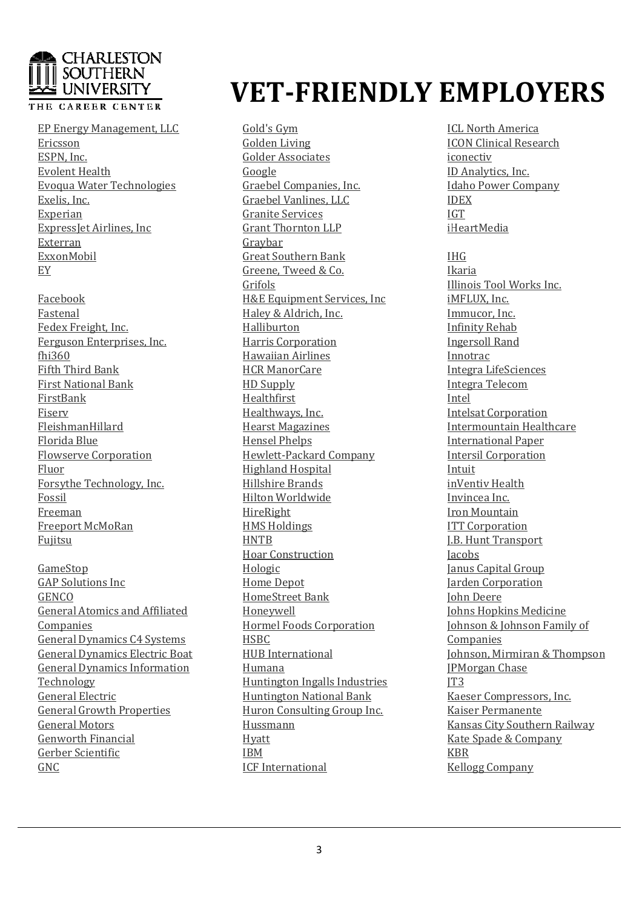CHARLESTON SOUTHERN UNIVERSITY
THE CAREER CENTER

# VET-FRIENDLY EMPLOYERS

EP Energy Management, LLC
Ericsson
ESPN, Inc.
Evolent Health
Evoqua Water Technologies
Exelis, Inc.
Experian
ExpressJet Airlines, Inc
Exterran
ExxonMobil
EY

Facebook
Fastenal
Fedex Freight, Inc.
Ferguson Enterprises, Inc.
fhi360
Fifth Third Bank
First National Bank
FirstBank
Fiserv
FleishmanHillard
Florida Blue
Flowserve Corporation
Fluor
Forsythe Technology, Inc.
Fossil
Freeman
Freeport McMoRan
Fujitsu

GameStop
GAP Solutions Inc
GENCO
General Atomics and Affiliated Companies
General Dynamics C4 Systems
General Dynamics Electric Boat
General Dynamics Information Technology
General Electric
General Growth Properties
General Motors
Genworth Financial
Gerber Scientific
GNC
Gold's Gym
Golden Living
Golder Associates
Google
Graebel Companies, Inc.
Graebel Vanlines, LLC
Granite Services
Grant Thornton LLP
Graybar
Great Southern Bank
Greene, Tweed & Co.
Grifols
H&E Equipment Services, Inc
Haley & Aldrich, Inc.
Halliburton
Harris Corporation
Hawaiian Airlines
HCR ManorCare
HD Supply
Healthfirst
Healthways, Inc.
Hearst Magazines
Hensel Phelps
Hewlett-Packard Company
Highland Hospital
Hillshire Brands
Hilton Worldwide
HireRight
HMS Holdings
HNTB
Hoar Construction
Hologic
Home Depot
HomeStreet Bank
Honeywell
Hormel Foods Corporation
HSBC
HUB International
Humana
Huntington Ingalls Industries
Huntington National Bank
Huron Consulting Group Inc.
Hussmann
Hyatt
IBM
ICF International
ICL North America
ICON Clinical Research
iconectiv
ID Analytics, Inc.
Idaho Power Company
IDEX
IGT
iHeartMedia

IHG
Ikaria
Illinois Tool Works Inc.
iMFLUX, Inc.
Immucor, Inc.
Infinity Rehab
Ingersoll Rand
Innotrac
Integra LifeSciences
Integra Telecom
Intel
Intelsat Corporation
Intermountain Healthcare
International Paper
Intersil Corporation
Intuit
inVentiv Health
Invincea Inc.
Iron Mountain
ITT Corporation
J.B. Hunt Transport
Jacobs
Janus Capital Group
Jarden Corporation
John Deere
Johns Hopkins Medicine
Johnson & Johnson Family of Companies
Johnson, Mirmiran & Thompson
JPMorgan Chase
JT3
Kaeser Compressors, Inc.
Kaiser Permanente
Kansas City Southern Railway
Kate Spade & Company
KBR
Kellogg Company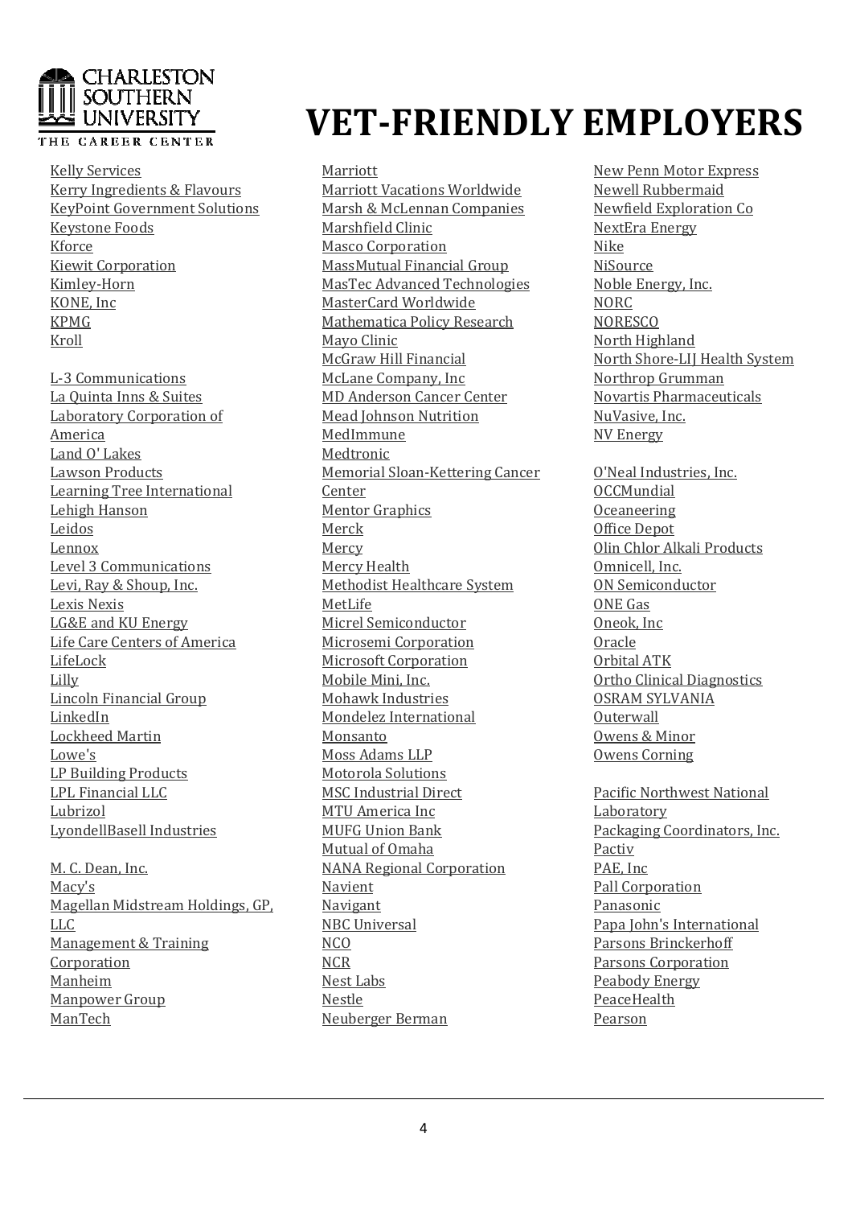# VET-FRIENDLY EMPLOYERS

Kelly Services
Kerry Ingredients & Flavours
KeyPoint Government Solutions
Keystone Foods
Kforce
Kiewit Corporation
Kimley-Horn
KONE, Inc
KPMG
Kroll

L-3 Communications
La Quinta Inns & Suites
Laboratory Corporation of America
Land O' Lakes
Lawson Products
Learning Tree International
Lehigh Hanson
Leidos
Lennox
Level 3 Communications
Levi, Ray & Shoup, Inc.
Lexis Nexis
LG&E and KU Energy
Life Care Centers of America
LifeLock
Lilly
Lincoln Financial Group
LinkedIn
Lockheed Martin
Lowe's
LP Building Products
LPL Financial LLC
Lubrizol
LyondellBasell Industries

M. C. Dean, Inc.
Macy's
Magellan Midstream Holdings, GP, LLC
Management & Training Corporation
Manheim
Manpower Group
ManTech
Marriott
Marriott Vacations Worldwide
Marsh & McLennan Companies
Marshfield Clinic
Masco Corporation
MassMutual Financial Group
MasTec Advanced Technologies
MasterCard Worldwide
Mathematica Policy Research
Mayo Clinic
McGraw Hill Financial
McLane Company, Inc
MD Anderson Cancer Center
Mead Johnson Nutrition
MedImmune
Medtronic
Memorial Sloan-Kettering Cancer Center
Mentor Graphics
Merck
Mercy
Mercy Health
Methodist Healthcare System
MetLife
Micrel Semiconductor
Microsemi Corporation
Microsoft Corporation
Mobile Mini, Inc.
Mohawk Industries
Mondelez International
Monsanto
Moss Adams LLP
Motorola Solutions
MSC Industrial Direct
MTU America Inc
MUFG Union Bank
Mutual of Omaha

NANA Regional Corporation
Navient
Navigant
NBC Universal
NCO
NCR
Nest Labs
Nestle
Neuberger Berman
New Penn Motor Express
Newell Rubbermaid
Newfield Exploration Co
NextEra Energy
Nike
NiSource
Noble Energy, Inc.
NORC
NORESCO
North Highland
North Shore-LIJ Health System
Northrop Grumman
Novartis Pharmaceuticals
NuVasive, Inc.
NV Energy

O'Neal Industries, Inc.
OCCMundial
Oceaneering
Office Depot
Olin Chlor Alkali Products
Omnicell, Inc.
ON Semiconductor
ONE Gas
Oneok, Inc
Oracle
Orbital ATK
Ortho Clinical Diagnostics
OSRAM SYLVANIA
Outerwall
Owens & Minor
Owens Corning

Pacific Northwest National Laboratory
Packaging Coordinators, Inc.
Pactiv
PAE, Inc
Pall Corporation
Panasonic
Papa John's International
Parsons Brinckerhoff
Parsons Corporation
Peabody Energy
PeaceHealth
Pearson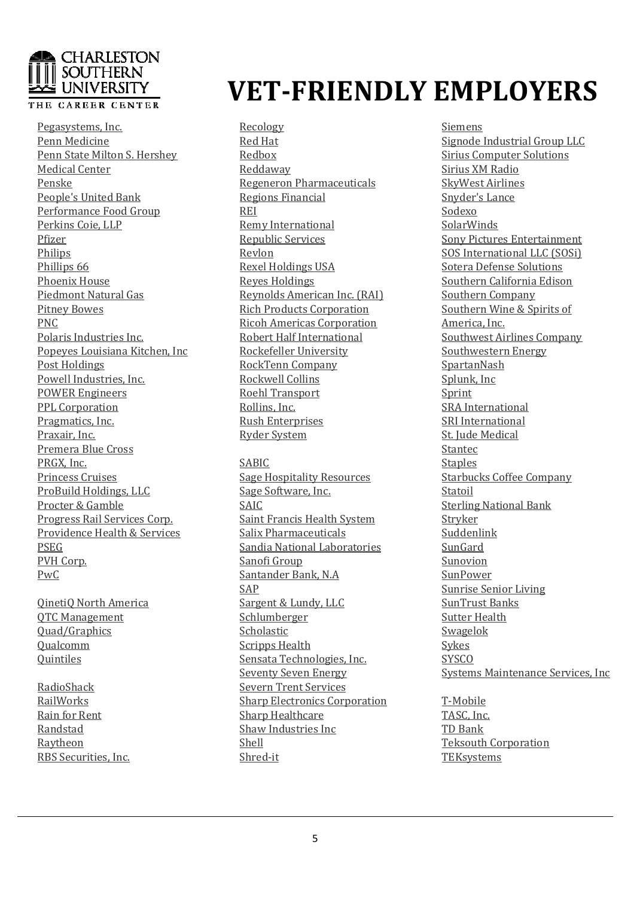# VET-FRIENDLY EMPLOYERS

Pegasystems, Inc.
Penn Medicine
Penn State Milton S. Hershey Medical Center
Penske
People's United Bank
Performance Food Group
Perkins Coie, LLP
Pfizer
Philips
Phillips 66
Phoenix House
Piedmont Natural Gas
Pitney Bowes
PNC
Polaris Industries Inc.
Popeyes Louisiana Kitchen, Inc
Post Holdings
Powell Industries, Inc.
POWER Engineers
PPL Corporation
Pragmatics, Inc.
Praxair, Inc.
Premera Blue Cross
PRGX, Inc.
Princess Cruises
ProBuild Holdings, LLC
Procter & Gamble
Progress Rail Services Corp.
Providence Health & Services
PSEG
PVH Corp.
PwC

QinetiQ North America
QTC Management
Quad/Graphics
Qualcomm
Quintiles

RadioShack
RailWorks
Rain for Rent
Randstad
Raytheon
RBS Securities, Inc.
Recology
Red Hat
Redbox
Reddaway
Regeneron Pharmaceuticals
Regions Financial
REI
Remy International
Republic Services
Revlon
Rexel Holdings USA
Reyes Holdings
Reynolds American Inc. (RAI)
Rich Products Corporation
Ricoh Americas Corporation
Robert Half International
Rockefeller University
RockTenn Company
Rockwell Collins
Roehl Transport
Rollins, Inc.
Rush Enterprises
Ryder System

SABIC
Sage Hospitality Resources
Sage Software, Inc.
SAIC
Saint Francis Health System
Salix Pharmaceuticals
Sandia National Laboratories
Sanofi Group
Santander Bank, N.A
SAP
Sargent & Lundy, LLC
Schlumberger
Scholastic
Scripps Health
Sensata Technologies, Inc.
Seventy Seven Energy
Severn Trent Services
Sharp Electronics Corporation
Sharp Healthcare
Shaw Industries Inc
Shell
Shred-it
Siemens
Signode Industrial Group LLC
Sirius Computer Solutions
Sirius XM Radio
SkyWest Airlines
Snyder's Lance
Sodexo
SolarWinds
Sony Pictures Entertainment
SOS International LLC (SOSi)
Sotera Defense Solutions
Southern California Edison
Southern Company
Southern Wine & Spirits of America, Inc.
Southwest Airlines Company
Southwestern Energy
SpartanNash
Splunk, Inc
Sprint
SRA International
SRI International
St. Jude Medical
Stantec
Staples
Starbucks Coffee Company
Statoil
Sterling National Bank
Stryker
Suddenlink
SunGard
Sunovion
SunPower
Sunrise Senior Living
SunTrust Banks
Sutter Health
Swagelok
Sykes
SYSCO
Systems Maintenance Services, Inc

T-Mobile
TASC, Inc.
TD Bank
Teksouth Corporation
TEKsystems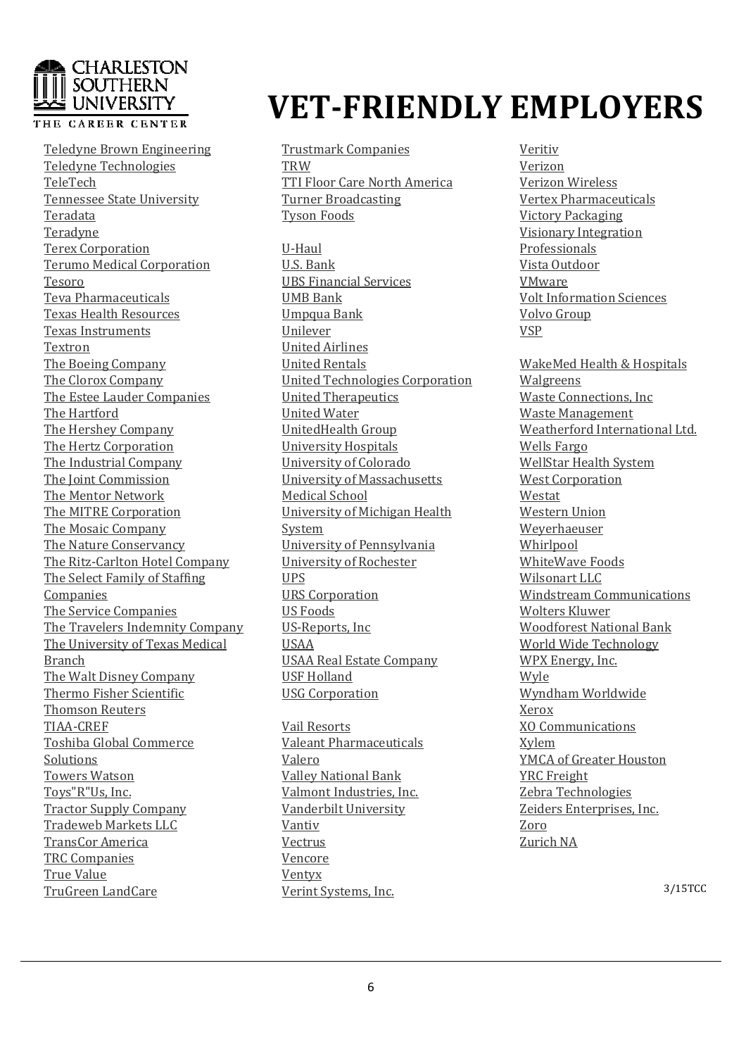# VET-FRIENDLY EMPLOYERS

Teledyne Brown Engineering
Teledyne Technologies
TeleTech
Tennessee State University
Teradata
Teradyne
Terex Corporation
Terumo Medical Corporation
Tesoro
Teva Pharmaceuticals
Texas Health Resources
Texas Instruments
Textron
The Boeing Company
The Clorox Company
The Estee Lauder Companies
The Hartford
The Hershey Company
The Hertz Corporation
The Industrial Company
The Joint Commission
The Mentor Network
The MITRE Corporation
The Mosaic Company
The Nature Conservancy
The Ritz-Carlton Hotel Company
The Select Family of Staffing Companies
The Service Companies
The Travelers Indemnity Company
The University of Texas Medical Branch
The Walt Disney Company
Thermo Fisher Scientific
Thomson Reuters
TIAA-CREF
Toshiba Global Commerce Solutions
Towers Watson
Toys"R"Us, Inc.
Tractor Supply Company
Tradeweb Markets LLC
TransCor America
TRC Companies
True Value
TruGreen LandCare
Trustmark Companies
TRW
TTI Floor Care North America
Turner Broadcasting
Tyson Foods

U-Haul
U.S. Bank
UBS Financial Services
UMB Bank
Umpqua Bank
Unilever
United Airlines
United Rentals
United Technologies Corporation
United Therapeutics
United Water
UnitedHealth Group
University Hospitals
University of Colorado
University of Massachusetts Medical School
University of Michigan Health System
University of Pennsylvania
University of Rochester
UPS
URS Corporation
US Foods
US-Reports, Inc
USAA
USAA Real Estate Company
USF Holland
USG Corporation

Vail Resorts
Valeant Pharmaceuticals
Valero
Valley National Bank
Valmont Industries, Inc.
Vanderbilt University
Vantiv
Vectrus
Vencore
Ventyx
Verint Systems, Inc.
Veritiv
Verizon
Verizon Wireless
Vertex Pharmaceuticals
Victory Packaging
Visionary Integration Professionals
Vista Outdoor
VMware
Volt Information Sciences
Volvo Group
VSP

WakeMed Health & Hospitals
Walgreens
Waste Connections, Inc
Waste Management
Weatherford International Ltd.
Wells Fargo
WellStar Health System
West Corporation
Westat
Western Union
Weyerhaeuser
Whirlpool
WhiteWave Foods
Wilsonart LLC
Windstream Communications
Wolters Kluwer
Woodforest National Bank
World Wide Technology
WPX Energy, Inc.
Wyle
Wyndham Worldwide
Xerox
XO Communications
Xylem
YMCA of Greater Houston
YRC Freight
Zebra Technologies
Zeiders Enterprises, Inc.
Zoro
Zurich NA

3/15TCC